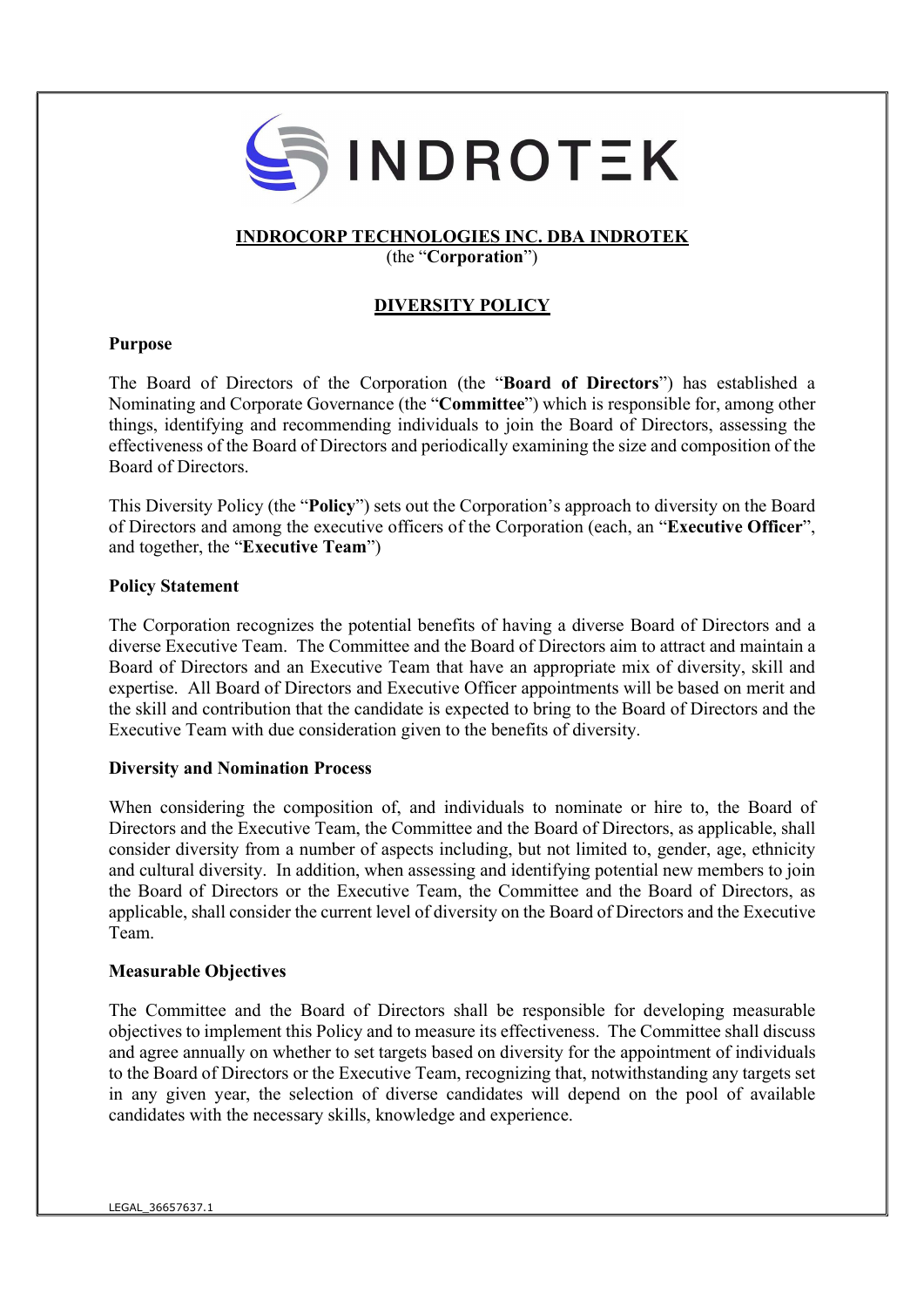# INDROTEK

**INDROCORP TECHNOLOGIES INC. DBA INDROTEK**
(the "**Corporation**")

## DIVERSITY POLICY

### Purpose

The Board of Directors of the Corporation (the "**Board of Directors**") has established a Nominating and Corporate Governance (the "**Committee**") which is responsible for, among other things, identifying and recommending individuals to join the Board of Directors, assessing the effectiveness of the Board of Directors and periodically examining the size and composition of the Board of Directors.

This Diversity Policy (the "**Policy**") sets out the Corporation's approach to diversity on the Board of Directors and among the executive officers of the Corporation (each, an "**Executive Officer**", and together, the "**Executive Team**")

### Policy Statement

The Corporation recognizes the potential benefits of having a diverse Board of Directors and a diverse Executive Team. The Committee and the Board of Directors aim to attract and maintain a Board of Directors and an Executive Team that have an appropriate mix of diversity, skill and expertise. All Board of Directors and Executive Officer appointments will be based on merit and the skill and contribution that the candidate is expected to bring to the Board of Directors and the Executive Team with due consideration given to the benefits of diversity.

### Diversity and Nomination Process

When considering the composition of, and individuals to nominate or hire to, the Board of Directors and the Executive Team, the Committee and the Board of Directors, as applicable, shall consider diversity from a number of aspects including, but not limited to, gender, age, ethnicity and cultural diversity. In addition, when assessing and identifying potential new members to join the Board of Directors or the Executive Team, the Committee and the Board of Directors, as applicable, shall consider the current level of diversity on the Board of Directors and the Executive Team.

### Measurable Objectives

The Committee and the Board of Directors shall be responsible for developing measurable objectives to implement this Policy and to measure its effectiveness. The Committee shall discuss and agree annually on whether to set targets based on diversity for the appointment of individuals to the Board of Directors or the Executive Team, recognizing that, notwithstanding any targets set in any given year, the selection of diverse candidates will depend on the pool of available candidates with the necessary skills, knowledge and experience.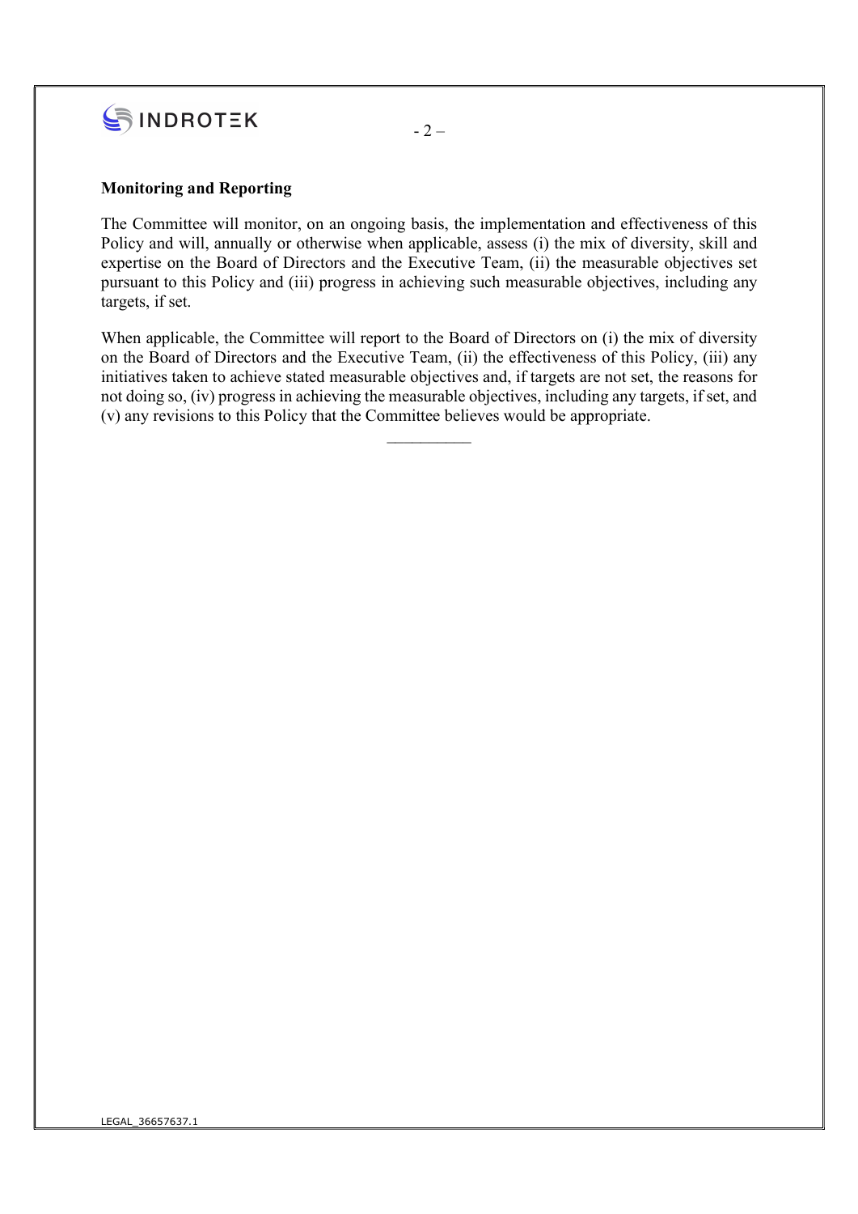**Monitoring and Reporting**

The Committee will monitor, on an ongoing basis, the implementation and effectiveness of this Policy and will, annually or otherwise when applicable, assess (i) the mix of diversity, skill and expertise on the Board of Directors and the Executive Team, (ii) the measurable objectives set pursuant to this Policy and (iii) progress in achieving such measurable objectives, including any targets, if set.

When applicable, the Committee will report to the Board of Directors on (i) the mix of diversity on the Board of Directors and the Executive Team, (ii) the effectiveness of this Policy, (iii) any initiatives taken to achieve stated measurable objectives and, if targets are not set, the reasons for not doing so, (iv) progress in achieving the measurable objectives, including any targets, if set, and (v) any revisions to this Policy that the Committee believes would be appropriate.

__________